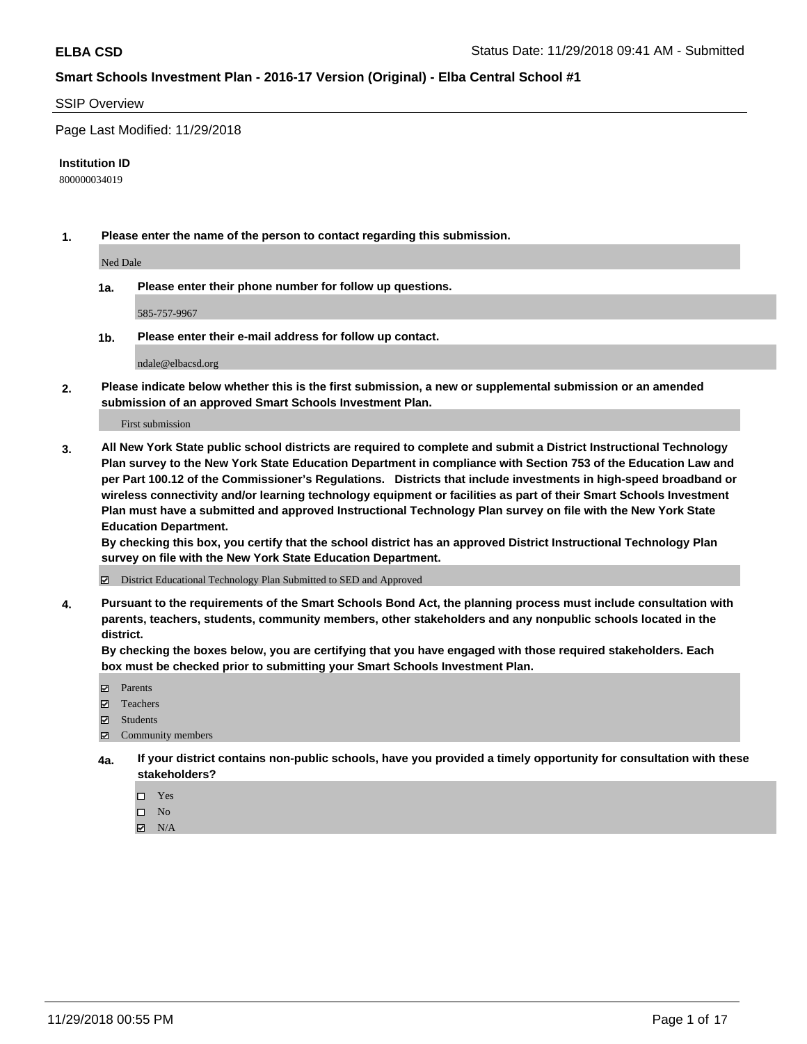**ELBA CSD** Status Date: 11/29/2018 09:41 AM - Submitted

**Smart Schools Investment Plan - 2016-17 Version (Original) - Elba Central School #1**

SSIP Overview

Page Last Modified: 11/29/2018

**Institution ID**

800000034019

**1. Please enter the name of the person to contact regarding this submission.**

Ned Dale

**1a. Please enter their phone number for follow up questions.**

585-757-9967

**1b. Please enter their e-mail address for follow up contact.**

ndale@elbacsd.org

**2. Please indicate below whether this is the first submission, a new or supplemental submission or an amended submission of an approved Smart Schools Investment Plan.**

First submission

**3. All New York State public school districts are required to complete and submit a District Instructional Technology Plan survey to the New York State Education Department in compliance with Section 753 of the Education Law and per Part 100.12 of the Commissioner's Regulations. Districts that include investments in high-speed broadband or wireless connectivity and/or learning technology equipment or facilities as part of their Smart Schools Investment Plan must have a submitted and approved Instructional Technology Plan survey on file with the New York State Education Department.**
**By checking this box, you certify that the school district has an approved District Instructional Technology Plan survey on file with the New York State Education Department.**

☑ District Educational Technology Plan Submitted to SED and Approved

**4. Pursuant to the requirements of the Smart Schools Bond Act, the planning process must include consultation with parents, teachers, students, community members, other stakeholders and any nonpublic schools located in the district.**
**By checking the boxes below, you are certifying that you have engaged with those required stakeholders. Each box must be checked prior to submitting your Smart Schools Investment Plan.**

☑ Parents
☑ Teachers
☑ Students
☑ Community members

**4a. If your district contains non-public schools, have you provided a timely opportunity for consultation with these stakeholders?**

☐ Yes
☐ No
☑ N/A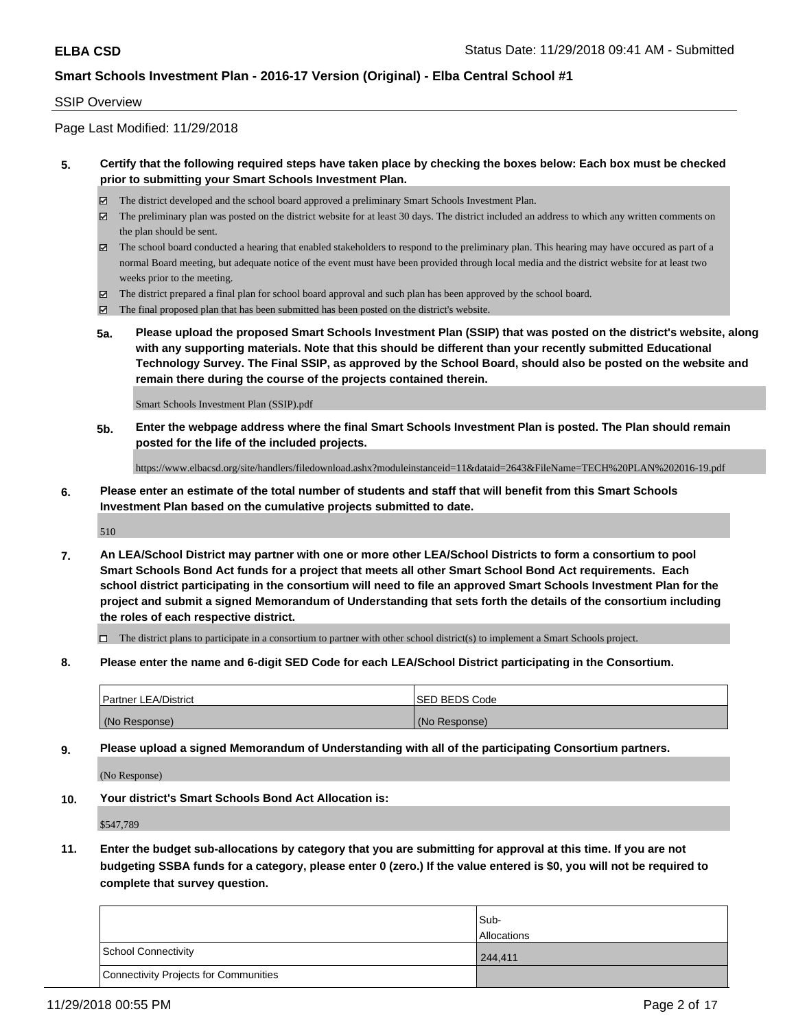SSIP Overview

Page Last Modified: 11/29/2018

**5. Certify that the following required steps have taken place by checking the boxes below: Each box must be checked prior to submitting your Smart Schools Investment Plan.**

- ☑ The district developed and the school board approved a preliminary Smart Schools Investment Plan.
- ☑ The preliminary plan was posted on the district website for at least 30 days. The district included an address to which any written comments on the plan should be sent.
- ☑ The school board conducted a hearing that enabled stakeholders to respond to the preliminary plan. This hearing may have occured as part of a normal Board meeting, but adequate notice of the event must have been provided through local media and the district website for at least two weeks prior to the meeting.
- ☑ The district prepared a final plan for school board approval and such plan has been approved by the school board.
- ☑ The final proposed plan that has been submitted has been posted on the district's website.

**5a. Please upload the proposed Smart Schools Investment Plan (SSIP) that was posted on the district's website, along with any supporting materials. Note that this should be different than your recently submitted Educational Technology Survey. The Final SSIP, as approved by the School Board, should also be posted on the website and remain there during the course of the projects contained therein.**

Smart Schools Investment Plan (SSIP).pdf

**5b. Enter the webpage address where the final Smart Schools Investment Plan is posted. The Plan should remain posted for the life of the included projects.**

https://www.elbacsd.org/site/handlers/filedownload.ashx?moduleinstanceid=11&dataid=2643&FileName=TECH%20PLAN%202016-19.pdf

**6. Please enter an estimate of the total number of students and staff that will benefit from this Smart Schools Investment Plan based on the cumulative projects submitted to date.**

510

**7. An LEA/School District may partner with one or more other LEA/School Districts to form a consortium to pool Smart Schools Bond Act funds for a project that meets all other Smart School Bond Act requirements. Each school district participating in the consortium will need to file an approved Smart Schools Investment Plan for the project and submit a signed Memorandum of Understanding that sets forth the details of the consortium including the roles of each respective district.**

- ☐ The district plans to participate in a consortium to partner with other school district(s) to implement a Smart Schools project.

**8. Please enter the name and 6-digit SED Code for each LEA/School District participating in the Consortium.**

| Partner LEA/District | SED BEDS Code |
|---|---|
| (No Response) | (No Response) |

**9. Please upload a signed Memorandum of Understanding with all of the participating Consortium partners.**

(No Response)

**10. Your district's Smart Schools Bond Act Allocation is:**

$547,789

**11. Enter the budget sub-allocations by category that you are submitting for approval at this time. If you are not budgeting SSBA funds for a category, please enter 0 (zero.) If the value entered is $0, you will not be required to complete that survey question.**

| | Sub-Allocations |
|---|---|
| School Connectivity | 244,411 |
| Connectivity Projects for Communities | |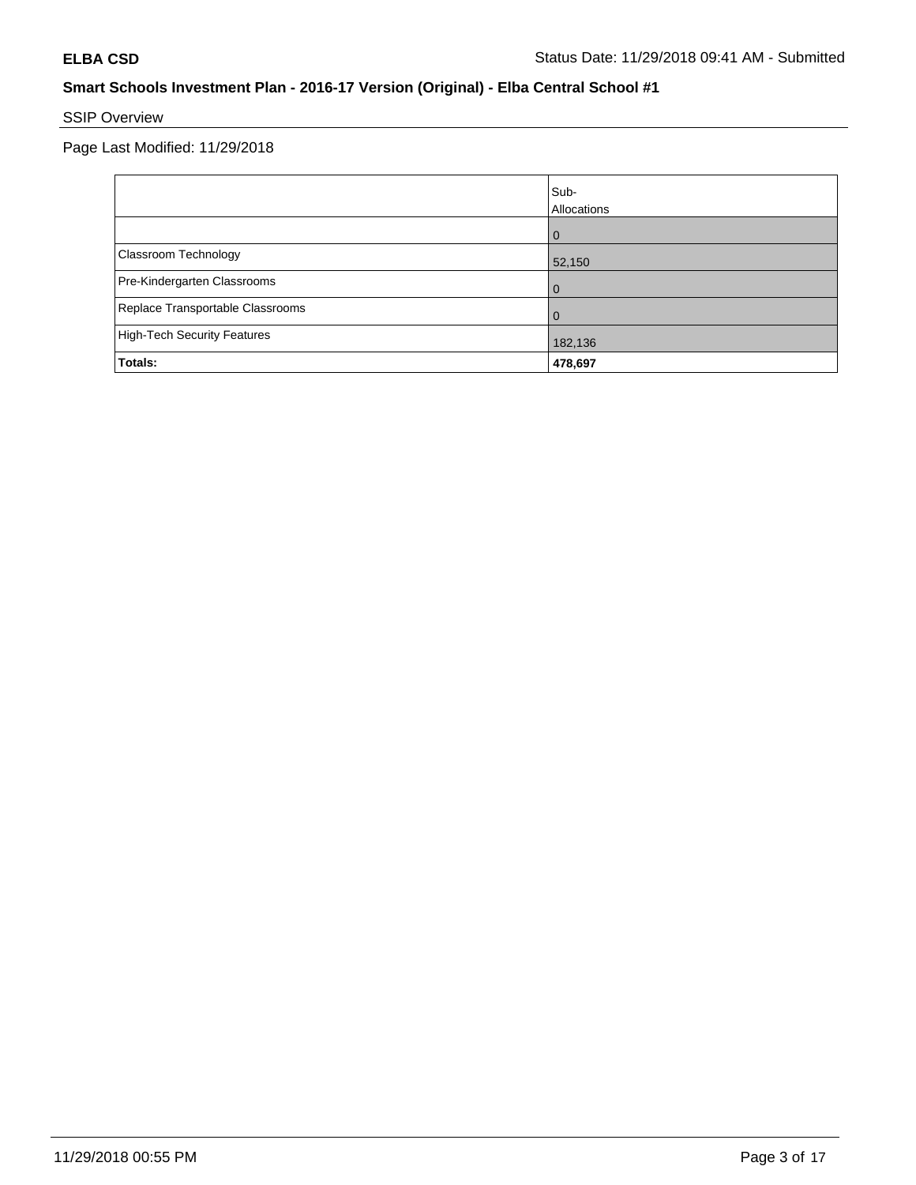**ELBA CSD**

Status Date: 11/29/2018 09:41 AM - Submitted

## Smart Schools Investment Plan - 2016-17 Version (Original) - Elba Central School #1

SSIP Overview

Page Last Modified: 11/29/2018

| | Sub-Allocations |
|---|---|
| | 0 |
| Classroom Technology | 52,150 |
| Pre-Kindergarten Classrooms | 0 |
| Replace Transportable Classrooms | 0 |
| High-Tech Security Features | 182,136 |
| **Totals:** | **478,697** |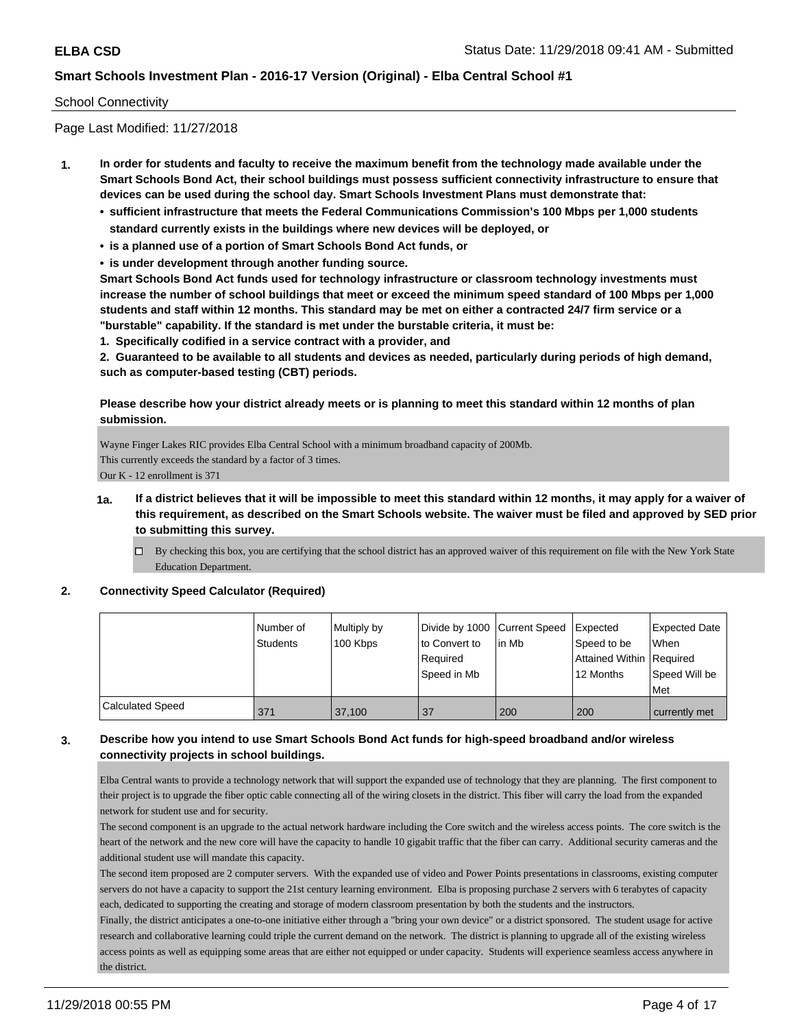School Connectivity

Page Last Modified: 11/27/2018

1. **In order for students and faculty to receive the maximum benefit from the technology made available under the Smart Schools Bond Act, their school buildings must possess sufficient connectivity infrastructure to ensure that devices can be used during the school day. Smart Schools Investment Plans must demonstrate that:**
   - **sufficient infrastructure that meets the Federal Communications Commission's 100 Mbps per 1,000 students standard currently exists in the buildings where new devices will be deployed, or**
   - **is a planned use of a portion of Smart Schools Bond Act funds, or**
   - **is under development through another funding source.**

   **Smart Schools Bond Act funds used for technology infrastructure or classroom technology investments must increase the number of school buildings that meet or exceed the minimum speed standard of 100 Mbps per 1,000 students and staff within 12 months. This standard may be met on either a contracted 24/7 firm service or a "burstable" capability. If the standard is met under the burstable criteria, it must be:**

   **1. Specifically codified in a service contract with a provider, and**

   **2. Guaranteed to be available to all students and devices as needed, particularly during periods of high demand, such as computer-based testing (CBT) periods.**

   **Please describe how your district already meets or is planning to meet this standard within 12 months of plan submission.**

   Wayne Finger Lakes RIC provides Elba Central School with a minimum broadband capacity of 200Mb.
   This currently exceeds the standard by a factor of 3 times.
   Our K - 12 enrollment is 371

   **1a. If a district believes that it will be impossible to meet this standard within 12 months, it may apply for a waiver of this requirement, as described on the Smart Schools website. The waiver must be filed and approved by SED prior to submitting this survey.**

   - [ ] By checking this box, you are certifying that the school district has an approved waiver of this requirement on file with the New York State Education Department.

2. **Connectivity Speed Calculator (Required)**

| | Number of Students | Multiply by 100 Kbps | Divide by 1000 to Convert to Required Speed in Mb | Current Speed in Mb | Expected Speed to be Attained Within 12 Months | Expected Date When Required Speed Will be Met |
|---|---|---|---|---|---|---|
| Calculated Speed | 371 | 37,100 | 37 | 200 | 200 | currently met |

3. **Describe how you intend to use Smart Schools Bond Act funds for high-speed broadband and/or wireless connectivity projects in school buildings.**

   Elba Central wants to provide a technology network that will support the expanded use of technology that they are planning. The first component to their project is to upgrade the fiber optic cable connecting all of the wiring closets in the district. This fiber will carry the load from the expanded network for student use and for security.
   The second component is an upgrade to the actual network hardware including the Core switch and the wireless access points. The core switch is the heart of the network and the new core will have the capacity to handle 10 gigabit traffic that the fiber can carry. Additional security cameras and the additional student use will mandate this capacity.
   The second item proposed are 2 computer servers. With the expanded use of video and Power Points presentations in classrooms, existing computer servers do not have a capacity to support the 21st century learning environment. Elba is proposing purchase 2 servers with 6 terabytes of capacity each, dedicated to supporting the creating and storage of modern classroom presentation by both the students and the instructors.
   Finally, the district anticipates a one-to-one initiative either through a "bring your own device" or a district sponsored. The student usage for active research and collaborative learning could triple the current demand on the network. The district is planning to upgrade all of the existing wireless access points as well as equipping some areas that are either not equipped or under capacity. Students will experience seamless access anywhere in the district.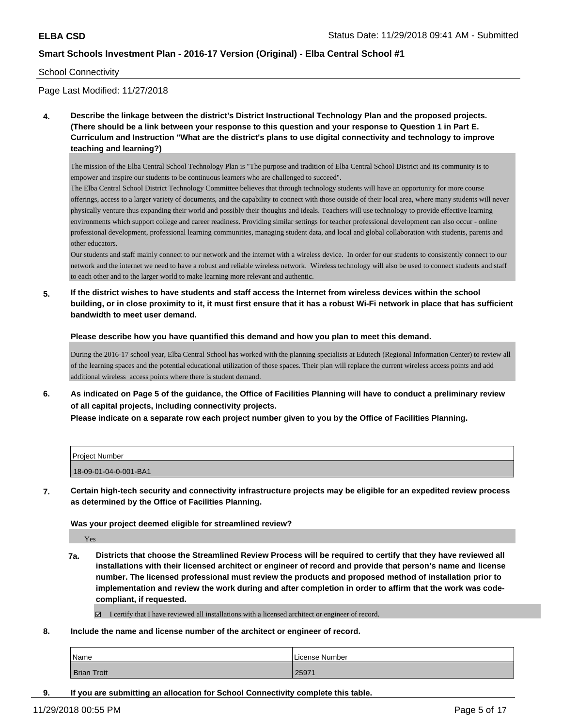School Connectivity

Page Last Modified: 11/27/2018

**4. Describe the linkage between the district's District Instructional Technology Plan and the proposed projects. (There should be a link between your response to this question and your response to Question 1 in Part E. Curriculum and Instruction "What are the district's plans to use digital connectivity and technology to improve teaching and learning?)**

The mission of the Elba Central School Technology Plan is "The purpose and tradition of Elba Central School District and its community is to empower and inspire our students to be continuous learners who are challenged to succeed".
The Elba Central School District Technology Committee believes that through technology students will have an opportunity for more course offerings, access to a larger variety of documents, and the capability to connect with those outside of their local area, where many students will never physically venture thus expanding their world and possibly their thoughts and ideals. Teachers will use technology to provide effective learning environments which support college and career readiness. Providing similar settings for teacher professional development can also occur - online professional development, professional learning communities, managing student data, and local and global collaboration with students, parents and other educators.
Our students and staff mainly connect to our network and the internet with a wireless device. In order for our students to consistently connect to our network and the internet we need to have a robust and reliable wireless network. Wireless technology will also be used to connect students and staff to each other and to the larger world to make learning more relevant and authentic.

**5. If the district wishes to have students and staff access the Internet from wireless devices within the school building, or in close proximity to it, it must first ensure that it has a robust Wi-Fi network in place that has sufficient bandwidth to meet user demand.**

**Please describe how you have quantified this demand and how you plan to meet this demand.**

During the 2016-17 school year, Elba Central School has worked with the planning specialists at Edutech (Regional Information Center) to review all of the learning spaces and the potential educational utilization of those spaces. Their plan will replace the current wireless access points and add additional wireless access points where there is student demand.

**6. As indicated on Page 5 of the guidance, the Office of Facilities Planning will have to conduct a preliminary review of all capital projects, including connectivity projects.**
**Please indicate on a separate row each project number given to you by the Office of Facilities Planning.**

| Project Number |
|---|
| 18-09-01-04-0-001-BA1 |

**7. Certain high-tech security and connectivity infrastructure projects may be eligible for an expedited review process as determined by the Office of Facilities Planning.**

**Was your project deemed eligible for streamlined review?**

Yes

**7a. Districts that choose the Streamlined Review Process will be required to certify that they have reviewed all installations with their licensed architect or engineer of record and provide that person's name and license number. The licensed professional must review the products and proposed method of installation prior to implementation and review the work during and after completion in order to affirm that the work was code-compliant, if requested.**

☑ I certify that I have reviewed all installations with a licensed architect or engineer of record.

**8. Include the name and license number of the architect or engineer of record.**

| Name | License Number |
|---|---|
| Brian Trott | 25971 |

**9. If you are submitting an allocation for School Connectivity complete this table.**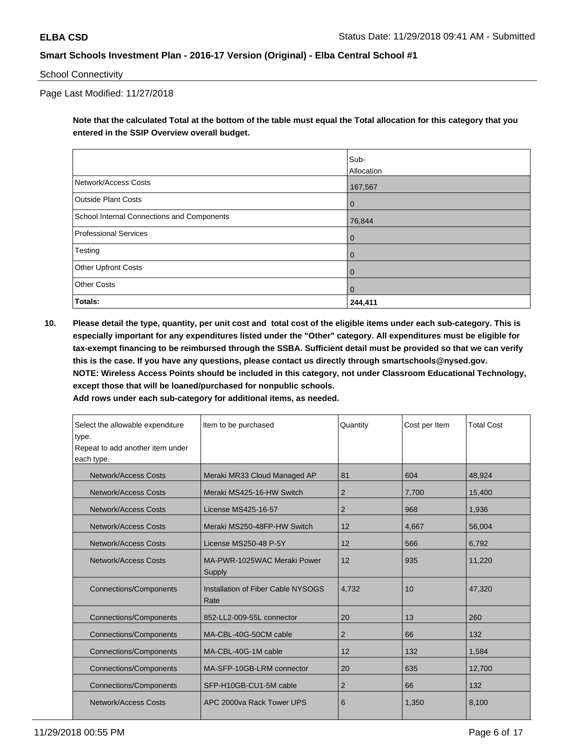School Connectivity

Page Last Modified: 11/27/2018

**Note that the calculated Total at the bottom of the table must equal the Total allocation for this category that you entered in the SSIP Overview overall budget.**

| | Sub-Allocation |
|---|---|
| Network/Access Costs | 167,567 |
| Outside Plant Costs | 0 |
| School Internal Connections and Components | 76,844 |
| Professional Services | 0 |
| Testing | 0 |
| Other Upfront Costs | 0 |
| Other Costs | 0 |
| **Totals:** | **244,411** |

**10. Please detail the type, quantity, per unit cost and total cost of the eligible items under each sub-category. This is especially important for any expenditures listed under the "Other" category. All expenditures must be eligible for tax-exempt financing to be reimbursed through the SSBA. Sufficient detail must be provided so that we can verify this is the case. If you have any questions, please contact us directly through smartschools@nysed.gov. NOTE: Wireless Access Points should be included in this category, not under Classroom Educational Technology, except those that will be loaned/purchased for nonpublic schools. Add rows under each sub-category for additional items, as needed.**

| Select the allowable expenditure type. Repeat to add another item under each type. | Item to be purchased | Quantity | Cost per Item | Total Cost |
|---|---|---|---|---|
| Network/Access Costs | Meraki MR33 Cloud Managed AP | 81 | 604 | 48,924 |
| Network/Access Costs | Meraki MS425-16-HW Switch | 2 | 7,700 | 15,400 |
| Network/Access Costs | License MS425-16-57 | 2 | 968 | 1,936 |
| Network/Access Costs | Meraki MS250-48FP-HW Switch | 12 | 4,667 | 56,004 |
| Network/Access Costs | License MS250-48 P-5Y | 12 | 566 | 6,792 |
| Network/Access Costs | MA-PWR-1025WAC Meraki Power Supply | 12 | 935 | 11,220 |
| Connections/Components | Installation of Fiber Cable NYSOGS Rate | 4,732 | 10 | 47,320 |
| Connections/Components | 852-LL2-009-55L connector | 20 | 13 | 260 |
| Connections/Components | MA-CBL-40G-50CM cable | 2 | 66 | 132 |
| Connections/Components | MA-CBL-40G-1M cable | 12 | 132 | 1,584 |
| Connections/Components | MA-SFP-10GB-LRM connector | 20 | 635 | 12,700 |
| Connections/Components | SFP-H10GB-CU1-5M cable | 2 | 66 | 132 |
| Network/Access Costs | APC 2000va Rack Tower UPS | 6 | 1,350 | 8,100 |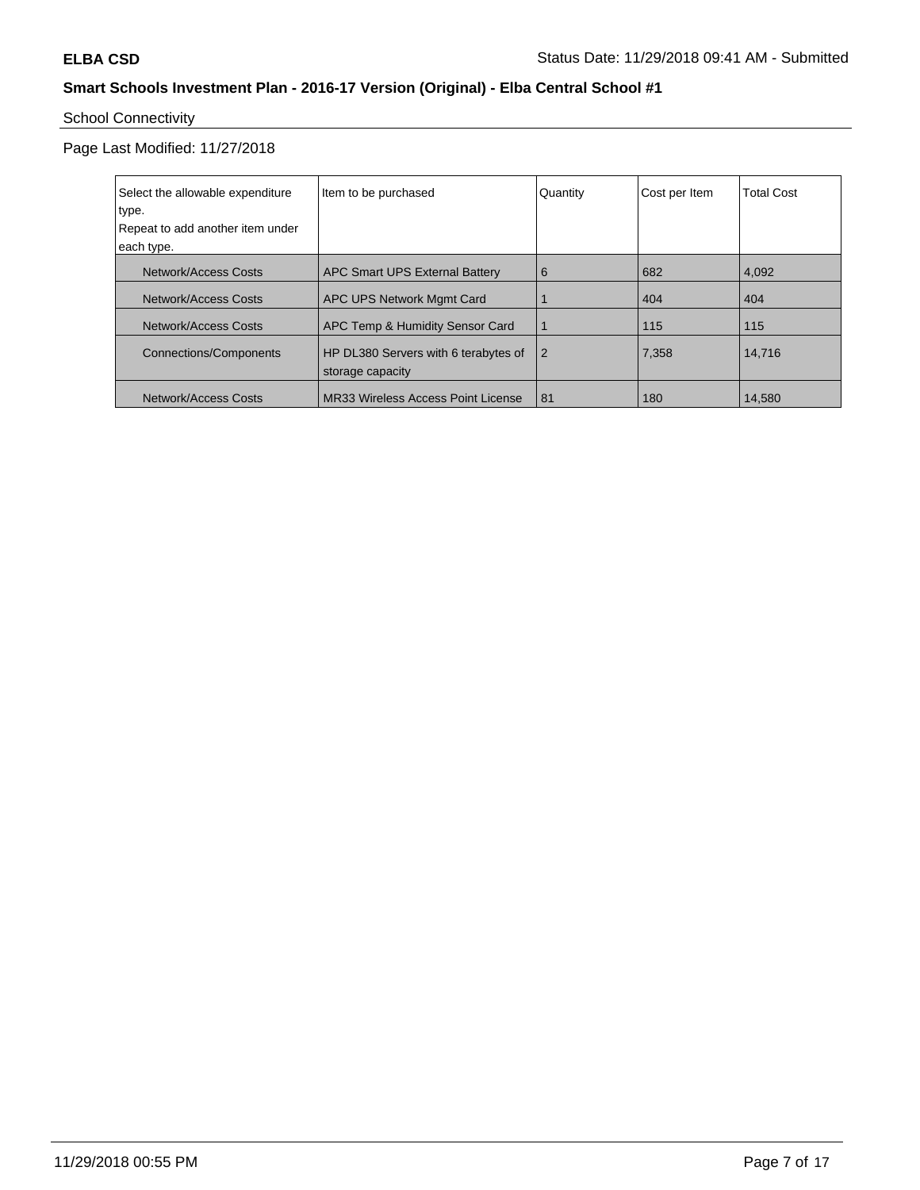## School Connectivity

Page Last Modified: 11/27/2018

| Select the allowable expenditure type. Repeat to add another item under each type. | Item to be purchased | Quantity | Cost per Item | Total Cost |
|---|---|---|---|---|
| Network/Access Costs | APC Smart UPS External Battery | 6 | 682 | 4,092 |
| Network/Access Costs | APC UPS Network Mgmt Card | 1 | 404 | 404 |
| Network/Access Costs | APC Temp & Humidity Sensor Card | 1 | 115 | 115 |
| Connections/Components | HP DL380 Servers with 6 terabytes of storage capacity | 2 | 7,358 | 14,716 |
| Network/Access Costs | MR33 Wireless Access Point License | 81 | 180 | 14,580 |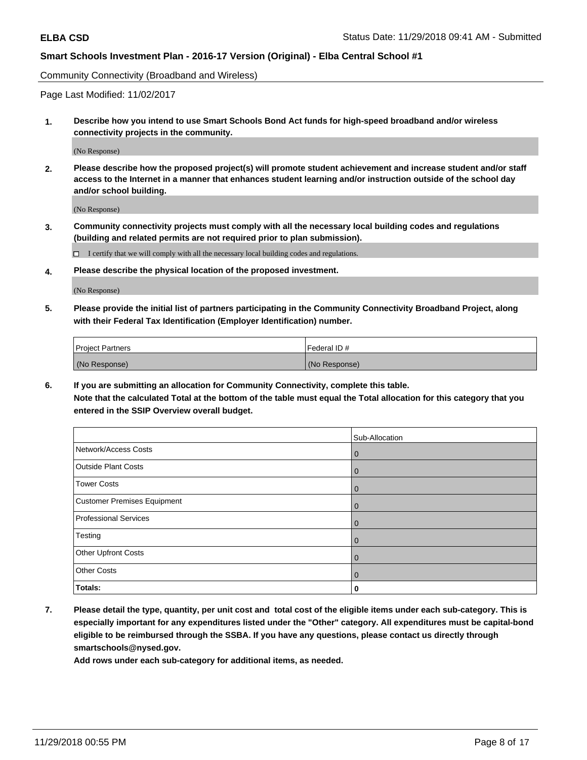Community Connectivity (Broadband and Wireless)

Page Last Modified: 11/02/2017

**1. Describe how you intend to use Smart Schools Bond Act funds for high-speed broadband and/or wireless connectivity projects in the community.**

(No Response)

**2. Please describe how the proposed project(s) will promote student achievement and increase student and/or staff access to the Internet in a manner that enhances student learning and/or instruction outside of the school day and/or school building.**

(No Response)

**3. Community connectivity projects must comply with all the necessary local building codes and regulations (building and related permits are not required prior to plan submission).**

☐ I certify that we will comply with all the necessary local building codes and regulations.

**4. Please describe the physical location of the proposed investment.**

(No Response)

**5. Please provide the initial list of partners participating in the Community Connectivity Broadband Project, along with their Federal Tax Identification (Employer Identification) number.**

| Project Partners | Federal ID # |
| --- | --- |
| (No Response) | (No Response) |

**6. If you are submitting an allocation for Community Connectivity, complete this table. Note that the calculated Total at the bottom of the table must equal the Total allocation for this category that you entered in the SSIP Overview overall budget.**

| | Sub-Allocation |
| --- | --- |
| Network/Access Costs | 0 |
| Outside Plant Costs | 0 |
| Tower Costs | 0 |
| Customer Premises Equipment | 0 |
| Professional Services | 0 |
| Testing | 0 |
| Other Upfront Costs | 0 |
| Other Costs | 0 |
| **Totals:** | **0** |

**7. Please detail the type, quantity, per unit cost and total cost of the eligible items under each sub-category. This is especially important for any expenditures listed under the "Other" category. All expenditures must be capital-bond eligible to be reimbursed through the SSBA. If you have any questions, please contact us directly through smartschools@nysed.gov.**

**Add rows under each sub-category for additional items, as needed.**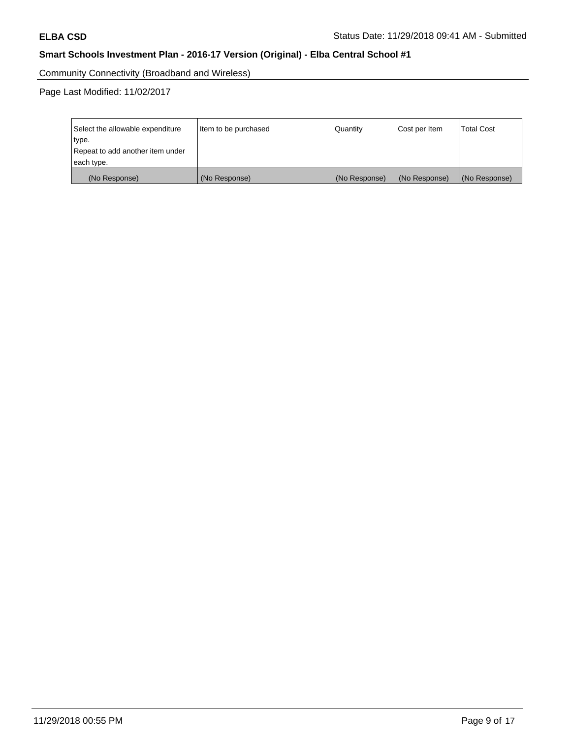Community Connectivity (Broadband and Wireless)

Page Last Modified: 11/02/2017

| Select the allowable expenditure type.<br>Repeat to add another item under each type. | Item to be purchased | Quantity | Cost per Item | Total Cost |
| --- | --- | --- | --- | --- |
| (No Response) | (No Response) | (No Response) | (No Response) | (No Response) |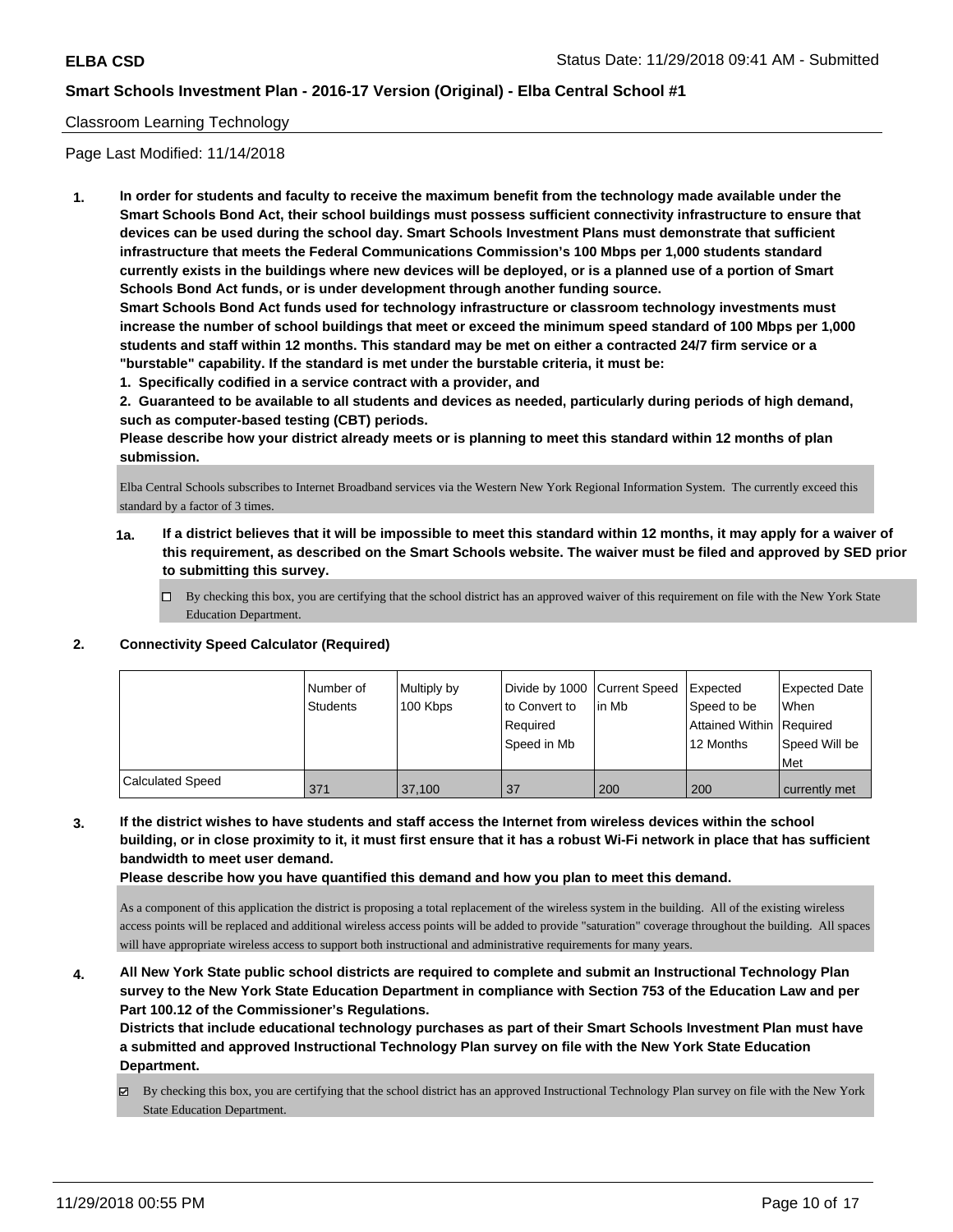Classroom Learning Technology

Page Last Modified: 11/14/2018

**1. In order for students and faculty to receive the maximum benefit from the technology made available under the Smart Schools Bond Act, their school buildings must possess sufficient connectivity infrastructure to ensure that devices can be used during the school day. Smart Schools Investment Plans must demonstrate that sufficient infrastructure that meets the Federal Communications Commission's 100 Mbps per 1,000 students standard currently exists in the buildings where new devices will be deployed, or is a planned use of a portion of Smart Schools Bond Act funds, or is under development through another funding source.**

**Smart Schools Bond Act funds used for technology infrastructure or classroom technology investments must increase the number of school buildings that meet or exceed the minimum speed standard of 100 Mbps per 1,000 students and staff within 12 months. This standard may be met on either a contracted 24/7 firm service or a "burstable" capability. If the standard is met under the burstable criteria, it must be:**

**1. Specifically codified in a service contract with a provider, and**

**2. Guaranteed to be available to all students and devices as needed, particularly during periods of high demand, such as computer-based testing (CBT) periods.**

**Please describe how your district already meets or is planning to meet this standard within 12 months of plan submission.**

Elba Central Schools subscribes to Internet Broadband services via the Western New York Regional Information System. The currently exceed this standard by a factor of 3 times.

**1a. If a district believes that it will be impossible to meet this standard within 12 months, it may apply for a waiver of this requirement, as described on the Smart Schools website. The waiver must be filed and approved by SED prior to submitting this survey.**

☐ By checking this box, you are certifying that the school district has an approved waiver of this requirement on file with the New York State Education Department.

**2. Connectivity Speed Calculator (Required)**

| | Number of Students | Multiply by 100 Kbps | Divide by 1000 to Convert to Required Speed in Mb | Current Speed in Mb | Expected Speed to be Attained Within 12 Months | Expected Date When Required Speed Will be Met |
|---|---|---|---|---|---|---|
| Calculated Speed | 371 | 37,100 | 37 | 200 | 200 | currently met |

**3. If the district wishes to have students and staff access the Internet from wireless devices within the school building, or in close proximity to it, it must first ensure that it has a robust Wi-Fi network in place that has sufficient bandwidth to meet user demand.**

**Please describe how you have quantified this demand and how you plan to meet this demand.**

As a component of this application the district is proposing a total replacement of the wireless system in the building. All of the existing wireless access points will be replaced and additional wireless access points will be added to provide "saturation" coverage throughout the building. All spaces will have appropriate wireless access to support both instructional and administrative requirements for many years.

**4. All New York State public school districts are required to complete and submit an Instructional Technology Plan survey to the New York State Education Department in compliance with Section 753 of the Education Law and per Part 100.12 of the Commissioner's Regulations.**

**Districts that include educational technology purchases as part of their Smart Schools Investment Plan must have a submitted and approved Instructional Technology Plan survey on file with the New York State Education Department.**

☑ By checking this box, you are certifying that the school district has an approved Instructional Technology Plan survey on file with the New York State Education Department.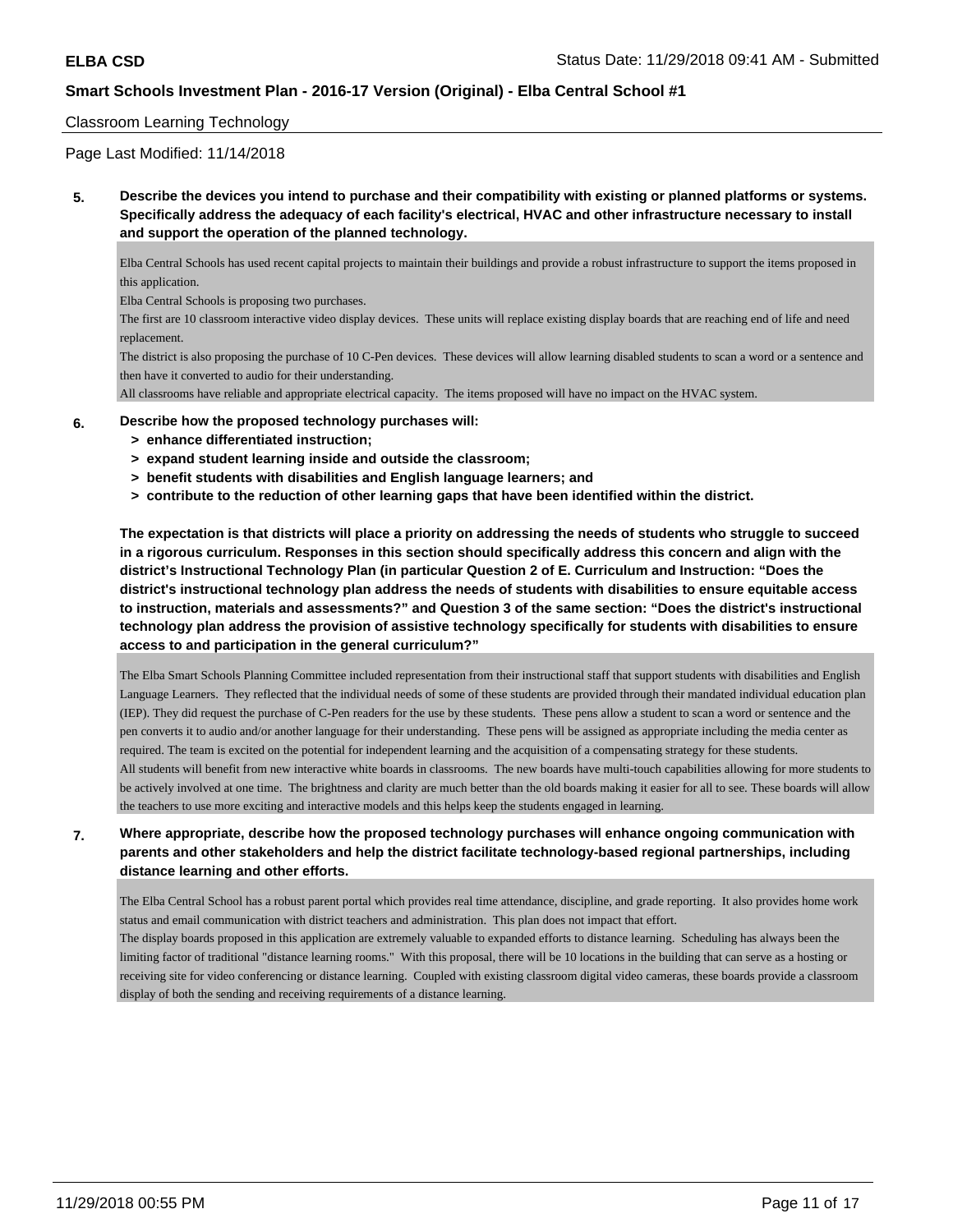Classroom Learning Technology

Page Last Modified: 11/14/2018

**5. Describe the devices you intend to purchase and their compatibility with existing or planned platforms or systems. Specifically address the adequacy of each facility's electrical, HVAC and other infrastructure necessary to install and support the operation of the planned technology.**

Elba Central Schools has used recent capital projects to maintain their buildings and provide a robust infrastructure to support the items proposed in this application.
Elba Central Schools is proposing two purchases.
The first are 10 classroom interactive video display devices. These units will replace existing display boards that are reaching end of life and need replacement.
The district is also proposing the purchase of 10 C-Pen devices. These devices will allow learning disabled students to scan a word or a sentence and then have it converted to audio for their understanding.
All classrooms have reliable and appropriate electrical capacity. The items proposed will have no impact on the HVAC system.

**6. Describe how the proposed technology purchases will:**
- **> enhance differentiated instruction;**
- **> expand student learning inside and outside the classroom;**
- **> benefit students with disabilities and English language learners; and**
- **> contribute to the reduction of other learning gaps that have been identified within the district.**

**The expectation is that districts will place a priority on addressing the needs of students who struggle to succeed in a rigorous curriculum. Responses in this section should specifically address this concern and align with the district's Instructional Technology Plan (in particular Question 2 of E. Curriculum and Instruction: "Does the district's instructional technology plan address the needs of students with disabilities to ensure equitable access to instruction, materials and assessments?" and Question 3 of the same section: "Does the district's instructional technology plan address the provision of assistive technology specifically for students with disabilities to ensure access to and participation in the general curriculum?"**

The Elba Smart Schools Planning Committee included representation from their instructional staff that support students with disabilities and English Language Learners. They reflected that the individual needs of some of these students are provided through their mandated individual education plan (IEP). They did request the purchase of C-Pen readers for the use by these students. These pens allow a student to scan a word or sentence and the pen converts it to audio and/or another language for their understanding. These pens will be assigned as appropriate including the media center as required. The team is excited on the potential for independent learning and the acquisition of a compensating strategy for these students.
All students will benefit from new interactive white boards in classrooms. The new boards have multi-touch capabilities allowing for more students to be actively involved at one time. The brightness and clarity are much better than the old boards making it easier for all to see. These boards will allow the teachers to use more exciting and interactive models and this helps keep the students engaged in learning.

**7. Where appropriate, describe how the proposed technology purchases will enhance ongoing communication with parents and other stakeholders and help the district facilitate technology-based regional partnerships, including distance learning and other efforts.**

The Elba Central School has a robust parent portal which provides real time attendance, discipline, and grade reporting. It also provides home work status and email communication with district teachers and administration. This plan does not impact that effort.
The display boards proposed in this application are extremely valuable to expanded efforts to distance learning. Scheduling has always been the limiting factor of traditional "distance learning rooms." With this proposal, there will be 10 locations in the building that can serve as a hosting or receiving site for video conferencing or distance learning. Coupled with existing classroom digital video cameras, these boards provide a classroom display of both the sending and receiving requirements of a distance learning.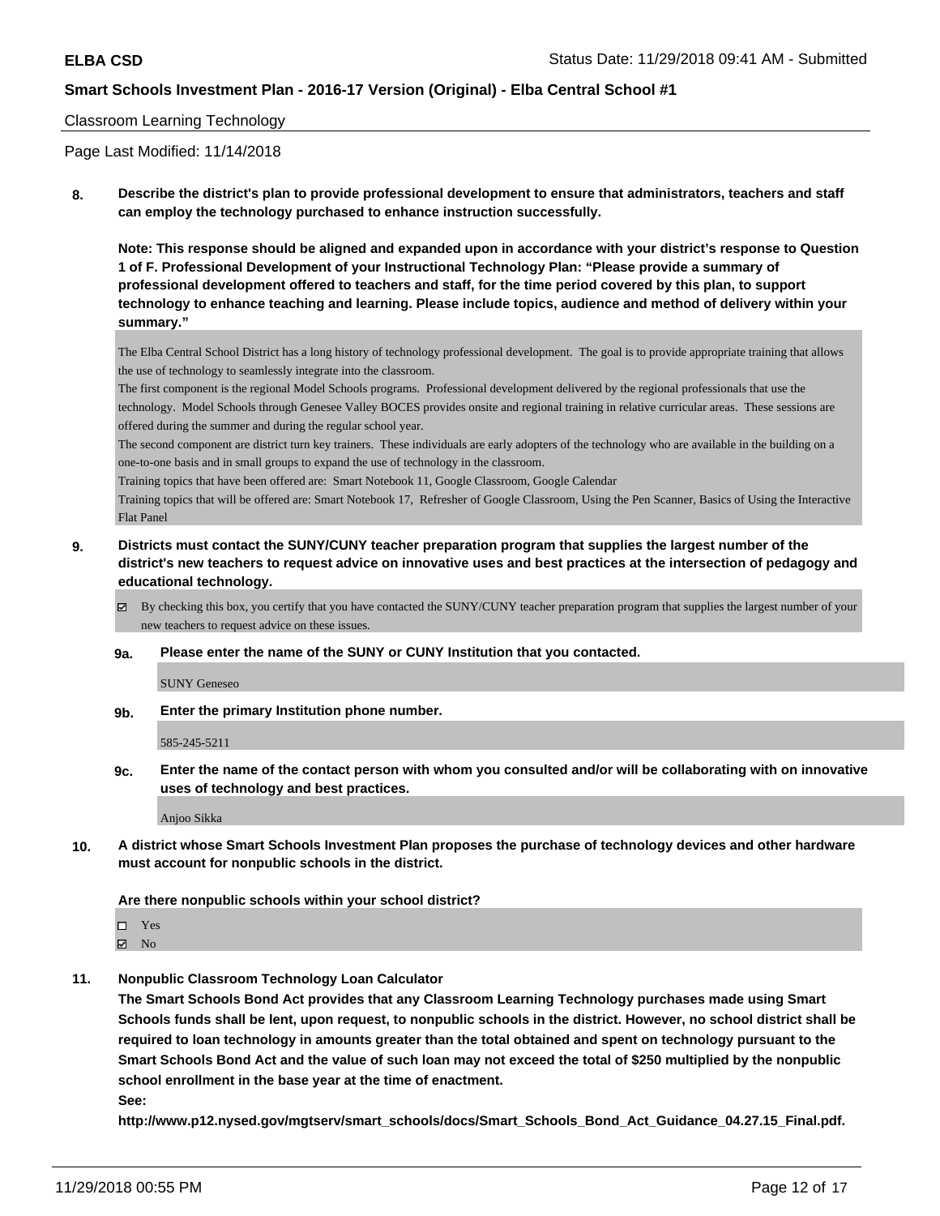Classroom Learning Technology

Page Last Modified: 11/14/2018

**8. Describe the district's plan to provide professional development to ensure that administrators, teachers and staff can employ the technology purchased to enhance instruction successfully.**

**Note: This response should be aligned and expanded upon in accordance with your district's response to Question 1 of F. Professional Development of your Instructional Technology Plan: "Please provide a summary of professional development offered to teachers and staff, for the time period covered by this plan, to support technology to enhance teaching and learning. Please include topics, audience and method of delivery within your summary."**

The Elba Central School District has a long history of technology professional development. The goal is to provide appropriate training that allows the use of technology to seamlessly integrate into the classroom.
The first component is the regional Model Schools programs. Professional development delivered by the regional professionals that use the technology. Model Schools through Genesee Valley BOCES provides onsite and regional training in relative curricular areas. These sessions are offered during the summer and during the regular school year.
The second component are district turn key trainers. These individuals are early adopters of the technology who are available in the building on a one-to-one basis and in small groups to expand the use of technology in the classroom.
Training topics that have been offered are: Smart Notebook 11, Google Classroom, Google Calendar
Training topics that will be offered are: Smart Notebook 17, Refresher of Google Classroom, Using the Pen Scanner, Basics of Using the Interactive Flat Panel

**9. Districts must contact the SUNY/CUNY teacher preparation program that supplies the largest number of the district's new teachers to request advice on innovative uses and best practices at the intersection of pedagogy and educational technology.**

☑ By checking this box, you certify that you have contacted the SUNY/CUNY teacher preparation program that supplies the largest number of your new teachers to request advice on these issues.

**9a. Please enter the name of the SUNY or CUNY Institution that you contacted.**

SUNY Geneseo

**9b. Enter the primary Institution phone number.**

585-245-5211

**9c. Enter the name of the contact person with whom you consulted and/or will be collaborating with on innovative uses of technology and best practices.**

Anjoo Sikka

**10. A district whose Smart Schools Investment Plan proposes the purchase of technology devices and other hardware must account for nonpublic schools in the district.**

**Are there nonpublic schools within your school district?**

☐ Yes
☑ No

**11. Nonpublic Classroom Technology Loan Calculator**

**The Smart Schools Bond Act provides that any Classroom Learning Technology purchases made using Smart Schools funds shall be lent, upon request, to nonpublic schools in the district. However, no school district shall be required to loan technology in amounts greater than the total obtained and spent on technology pursuant to the Smart Schools Bond Act and the value of such loan may not exceed the total of $250 multiplied by the nonpublic school enrollment in the base year at the time of enactment.**

**See:**

**http://www.p12.nysed.gov/mgtserv/smart_schools/docs/Smart_Schools_Bond_Act_Guidance_04.27.15_Final.pdf.**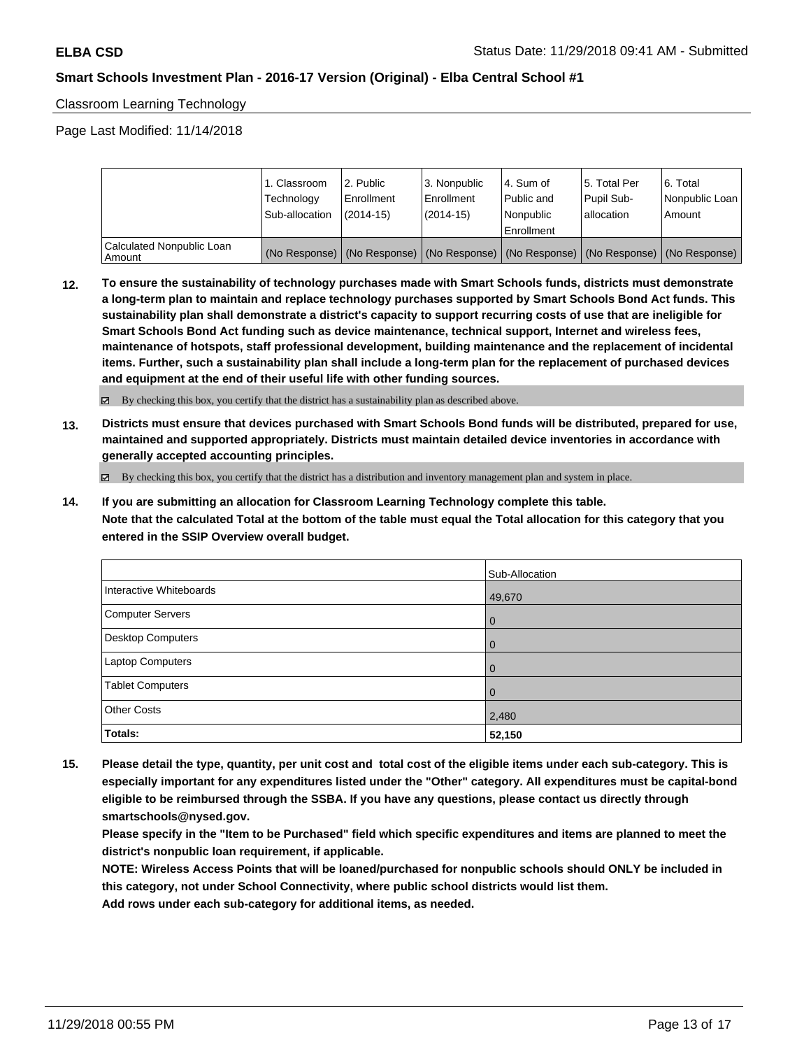Classroom Learning Technology

Page Last Modified: 11/14/2018

| | 1. Classroom Technology Sub-allocation | 2. Public Enrollment (2014-15) | 3. Nonpublic Enrollment (2014-15) | 4. Sum of Public and Nonpublic Enrollment | 5. Total Per Pupil Sub-allocation | 6. Total Nonpublic Loan Amount |
|---|---|---|---|---|---|---|
| Calculated Nonpublic Loan Amount | (No Response) | (No Response) | (No Response) | (No Response) | (No Response) | (No Response) |

**12. To ensure the sustainability of technology purchases made with Smart Schools funds, districts must demonstrate a long-term plan to maintain and replace technology purchases supported by Smart Schools Bond Act funds. This sustainability plan shall demonstrate a district's capacity to support recurring costs of use that are ineligible for Smart Schools Bond Act funding such as device maintenance, technical support, Internet and wireless fees, maintenance of hotspots, staff professional development, building maintenance and the replacement of incidental items. Further, such a sustainability plan shall include a long-term plan for the replacement of purchased devices and equipment at the end of their useful life with other funding sources.**

☑ By checking this box, you certify that the district has a sustainability plan as described above.

**13. Districts must ensure that devices purchased with Smart Schools Bond funds will be distributed, prepared for use, maintained and supported appropriately. Districts must maintain detailed device inventories in accordance with generally accepted accounting principles.**

☑ By checking this box, you certify that the district has a distribution and inventory management plan and system in place.

**14. If you are submitting an allocation for Classroom Learning Technology complete this table. Note that the calculated Total at the bottom of the table must equal the Total allocation for this category that you entered in the SSIP Overview overall budget.**

| | Sub-Allocation |
|---|---|
| Interactive Whiteboards | 49,670 |
| Computer Servers | 0 |
| Desktop Computers | 0 |
| Laptop Computers | 0 |
| Tablet Computers | 0 |
| Other Costs | 2,480 |
| **Totals:** | **52,150** |

**15. Please detail the type, quantity, per unit cost and total cost of the eligible items under each sub-category. This is especially important for any expenditures listed under the "Other" category. All expenditures must be capital-bond eligible to be reimbursed through the SSBA. If you have any questions, please contact us directly through smartschools@nysed.gov.**

**Please specify in the "Item to be Purchased" field which specific expenditures and items are planned to meet the district's nonpublic loan requirement, if applicable.**

**NOTE: Wireless Access Points that will be loaned/purchased for nonpublic schools should ONLY be included in this category, not under School Connectivity, where public school districts would list them.**

**Add rows under each sub-category for additional items, as needed.**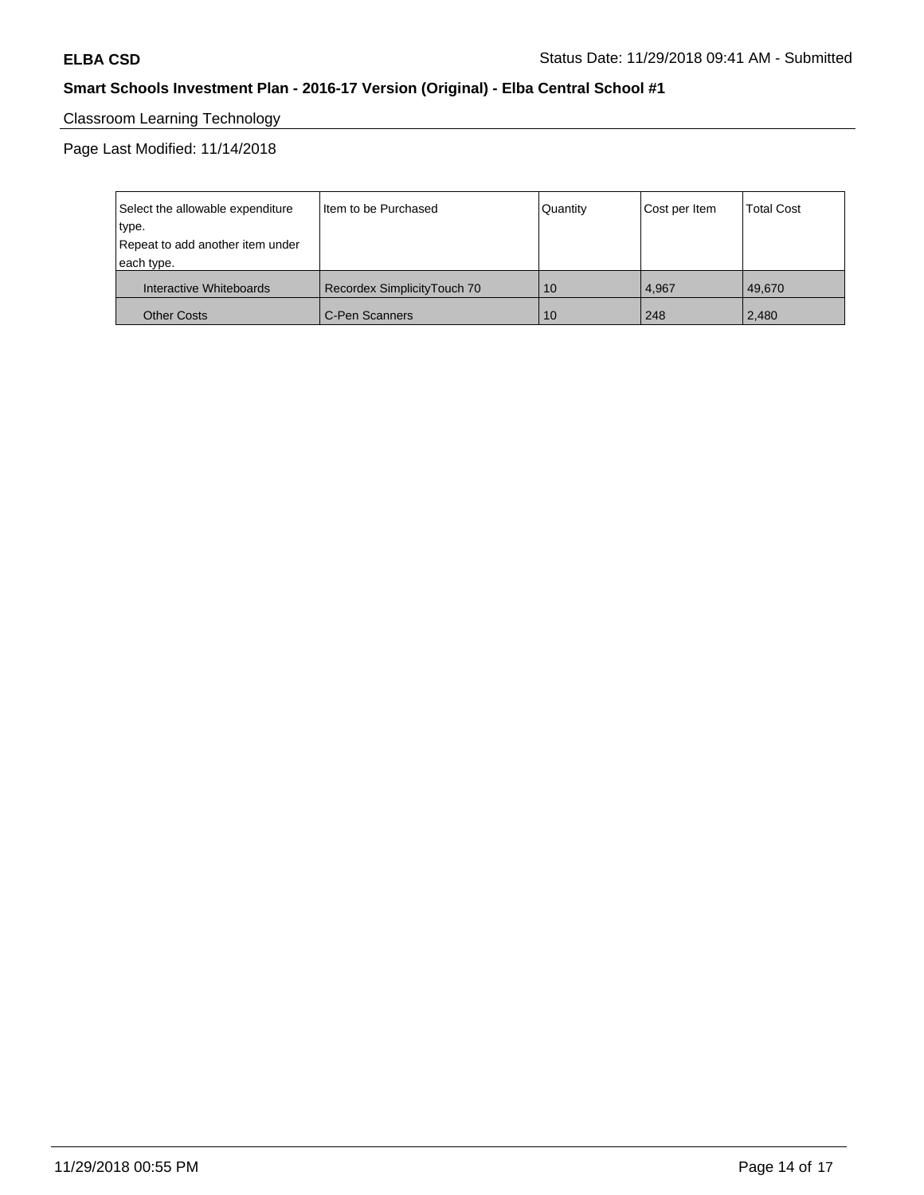## Classroom Learning Technology

Page Last Modified: 11/14/2018

| Select the allowable expenditure type. Repeat to add another item under each type. | Item to be Purchased | Quantity | Cost per Item | Total Cost |
|---|---|---|---|---|
| Interactive Whiteboards | Recordex SimplicityTouch 70 | 10 | 4,967 | 49,670 |
| Other Costs | C-Pen Scanners | 10 | 248 | 2,480 |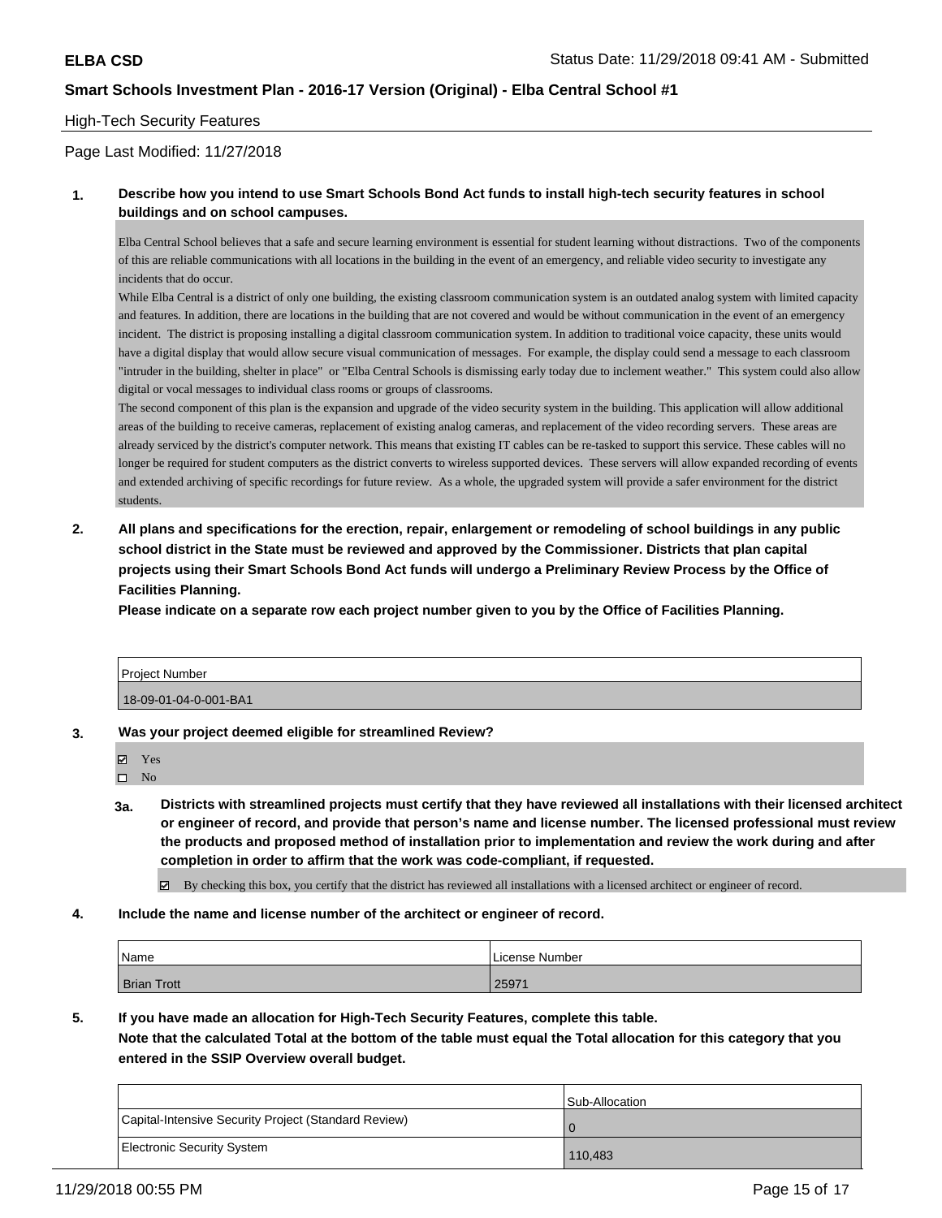High-Tech Security Features

Page Last Modified: 11/27/2018

**1. Describe how you intend to use Smart Schools Bond Act funds to install high-tech security features in school buildings and on school campuses.**

Elba Central School believes that a safe and secure learning environment is essential for student learning without distractions. Two of the components of this are reliable communications with all locations in the building in the event of an emergency, and reliable video security to investigate any incidents that do occur.

While Elba Central is a district of only one building, the existing classroom communication system is an outdated analog system with limited capacity and features. In addition, there are locations in the building that are not covered and would be without communication in the event of an emergency incident. The district is proposing installing a digital classroom communication system. In addition to traditional voice capacity, these units would have a digital display that would allow secure visual communication of messages. For example, the display could send a message to each classroom "intruder in the building, shelter in place" or "Elba Central Schools is dismissing early today due to inclement weather." This system could also allow digital or vocal messages to individual class rooms or groups of classrooms.

The second component of this plan is the expansion and upgrade of the video security system in the building. This application will allow additional areas of the building to receive cameras, replacement of existing analog cameras, and replacement of the video recording servers. These areas are already serviced by the district's computer network. This means that existing IT cables can be re-tasked to support this service. These cables will no longer be required for student computers as the district converts to wireless supported devices. These servers will allow expanded recording of events and extended archiving of specific recordings for future review. As a whole, the upgraded system will provide a safer environment for the district students.

**2. All plans and specifications for the erection, repair, enlargement or remodeling of school buildings in any public school district in the State must be reviewed and approved by the Commissioner. Districts that plan capital projects using their Smart Schools Bond Act funds will undergo a Preliminary Review Process by the Office of Facilities Planning.**

**Please indicate on a separate row each project number given to you by the Office of Facilities Planning.**

| Project Number |
|---|
| 18-09-01-04-0-001-BA1 |

**3. Was your project deemed eligible for streamlined Review?**

☑ Yes
☐ No

**3a. Districts with streamlined projects must certify that they have reviewed all installations with their licensed architect or engineer of record, and provide that person's name and license number. The licensed professional must review the products and proposed method of installation prior to implementation and review the work during and after completion in order to affirm that the work was code-compliant, if requested.**

☑ By checking this box, you certify that the district has reviewed all installations with a licensed architect or engineer of record.

**4. Include the name and license number of the architect or engineer of record.**

| Name | License Number |
|---|---|
| Brian Trott | 25971 |

**5. If you have made an allocation for High-Tech Security Features, complete this table.**
**Note that the calculated Total at the bottom of the table must equal the Total allocation for this category that you entered in the SSIP Overview overall budget.**

| | Sub-Allocation |
|---|---|
| Capital-Intensive Security Project (Standard Review) | 0 |
| Electronic Security System | 110,483 |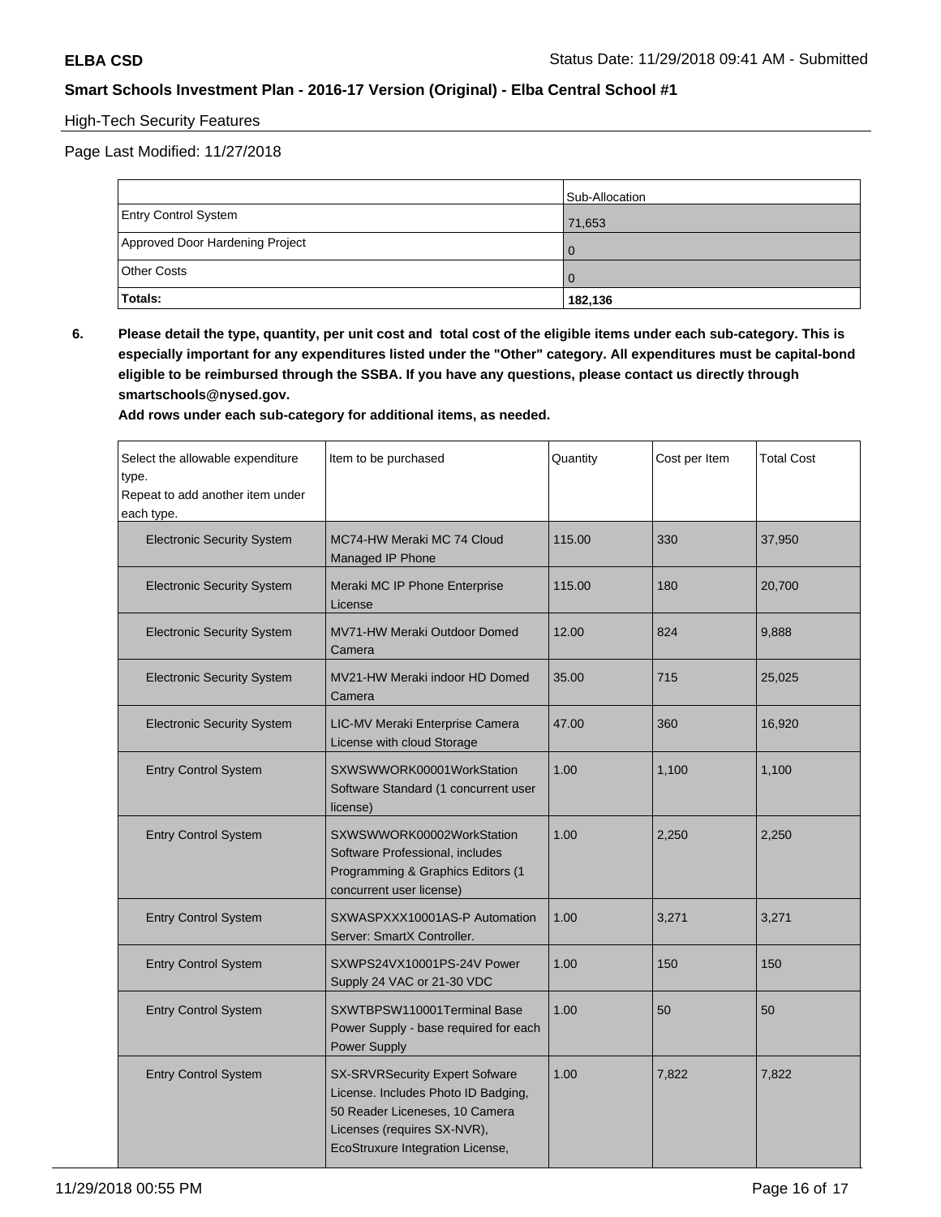**ELBA CSD** Status Date: 11/29/2018 09:41 AM - Submitted

**Smart Schools Investment Plan - 2016-17 Version (Original) - Elba Central School #1**

High-Tech Security Features

Page Last Modified: 11/27/2018

| | Sub-Allocation |
|---|---|
| Entry Control System | 71,653 |
| Approved Door Hardening Project | 0 |
| Other Costs | 0 |
| **Totals:** | **182,136** |

**6. Please detail the type, quantity, per unit cost and total cost of the eligible items under each sub-category. This is especially important for any expenditures listed under the "Other" category. All expenditures must be capital-bond eligible to be reimbursed through the SSBA. If you have any questions, please contact us directly through smartschools@nysed.gov.**

**Add rows under each sub-category for additional items, as needed.**

| Select the allowable expenditure type. Repeat to add another item under each type. | Item to be purchased | Quantity | Cost per Item | Total Cost |
|---|---|---|---|---|
| Electronic Security System | MC74-HW Meraki MC 74 Cloud Managed IP Phone | 115.00 | 330 | 37,950 |
| Electronic Security System | Meraki MC IP Phone Enterprise License | 115.00 | 180 | 20,700 |
| Electronic Security System | MV71-HW Meraki Outdoor Domed Camera | 12.00 | 824 | 9,888 |
| Electronic Security System | MV21-HW Meraki indoor HD Domed Camera | 35.00 | 715 | 25,025 |
| Electronic Security System | LIC-MV Meraki Enterprise Camera License with cloud Storage | 47.00 | 360 | 16,920 |
| Entry Control System | SXWSWWORK00001WorkStation Software Standard (1 concurrent user license) | 1.00 | 1,100 | 1,100 |
| Entry Control System | SXWSWWORK00002WorkStation Software Professional, includes Programming & Graphics Editors (1 concurrent user license) | 1.00 | 2,250 | 2,250 |
| Entry Control System | SXWASPXXX10001AS-P Automation Server: SmartX Controller. | 1.00 | 3,271 | 3,271 |
| Entry Control System | SXWPS24VX10001PS-24V Power Supply 24 VAC or 21-30 VDC | 1.00 | 150 | 150 |
| Entry Control System | SXWTBPSW110001Terminal Base Power Supply - base required for each Power Supply | 1.00 | 50 | 50 |
| Entry Control System | SX-SRVRSecurity Expert Sofware License. Includes Photo ID Badging, 50 Reader Liceneses, 10 Camera Licenses (requires SX-NVR), EcoStruxure Integration License, | 1.00 | 7,822 | 7,822 |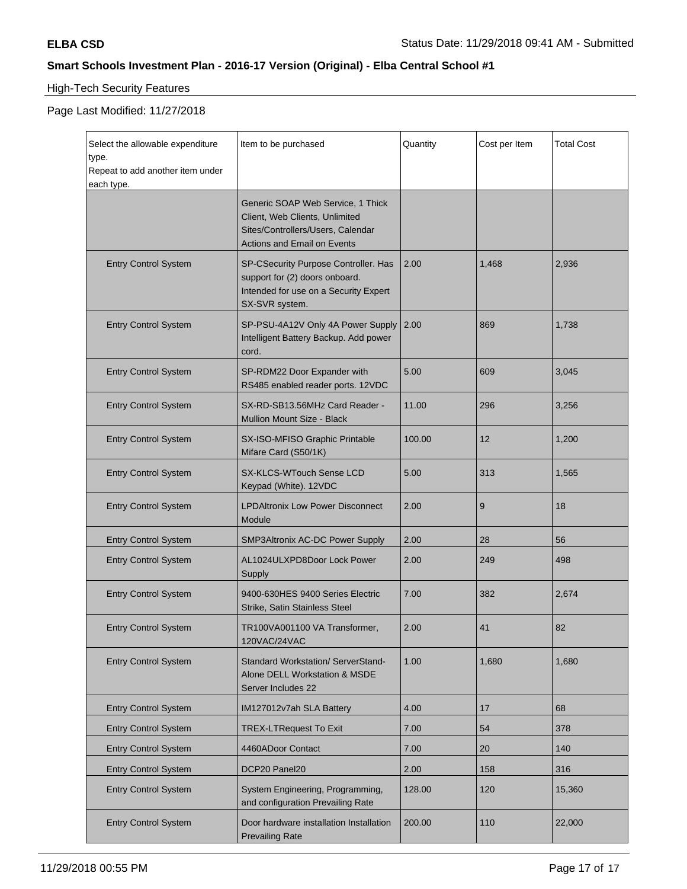High-Tech Security Features

Page Last Modified: 11/27/2018

| Select the allowable expenditure type. Repeat to add another item under each type. | Item to be purchased | Quantity | Cost per Item | Total Cost |
|---|---|---|---|---|
| | Generic SOAP Web Service, 1 Thick Client, Web Clients, Unlimited Sites/Controllers/Users, Calendar Actions and Email on Events | | | |
| Entry Control System | SP-CSecurity Purpose Controller. Has support for (2) doors onboard. Intended for use on a Security Expert SX-SVR system. | 2.00 | 1,468 | 2,936 |
| Entry Control System | SP-PSU-4A12V Only 4A Power Supply Intelligent Battery Backup. Add power cord. | 2.00 | 869 | 1,738 |
| Entry Control System | SP-RDM22 Door Expander with RS485 enabled reader ports. 12VDC | 5.00 | 609 | 3,045 |
| Entry Control System | SX-RD-SB13.56MHz Card Reader - Mullion Mount Size - Black | 11.00 | 296 | 3,256 |
| Entry Control System | SX-ISO-MFISO Graphic Printable Mifare Card (S50/1K) | 100.00 | 12 | 1,200 |
| Entry Control System | SX-KLCS-WTouch Sense LCD Keypad (White). 12VDC | 5.00 | 313 | 1,565 |
| Entry Control System | LPDAltronix Low Power Disconnect Module | 2.00 | 9 | 18 |
| Entry Control System | SMP3Altronix AC-DC Power Supply | 2.00 | 28 | 56 |
| Entry Control System | AL1024ULXPD8Door Lock Power Supply | 2.00 | 249 | 498 |
| Entry Control System | 9400-630HES 9400 Series Electric Strike, Satin Stainless Steel | 7.00 | 382 | 2,674 |
| Entry Control System | TR100VA001100 VA Transformer, 120VAC/24VAC | 2.00 | 41 | 82 |
| Entry Control System | Standard Workstation/ ServerStand-Alone DELL Workstation & MSDE Server Includes 22 | 1.00 | 1,680 | 1,680 |
| Entry Control System | IM127012v7ah SLA Battery | 4.00 | 17 | 68 |
| Entry Control System | TREX-LTRequest To Exit | 7.00 | 54 | 378 |
| Entry Control System | 4460ADoor Contact | 7.00 | 20 | 140 |
| Entry Control System | DCP20 Panel20 | 2.00 | 158 | 316 |
| Entry Control System | System Engineering, Programming, and configuration Prevailing Rate | 128.00 | 120 | 15,360 |
| Entry Control System | Door hardware installation Installation Prevailing Rate | 200.00 | 110 | 22,000 |